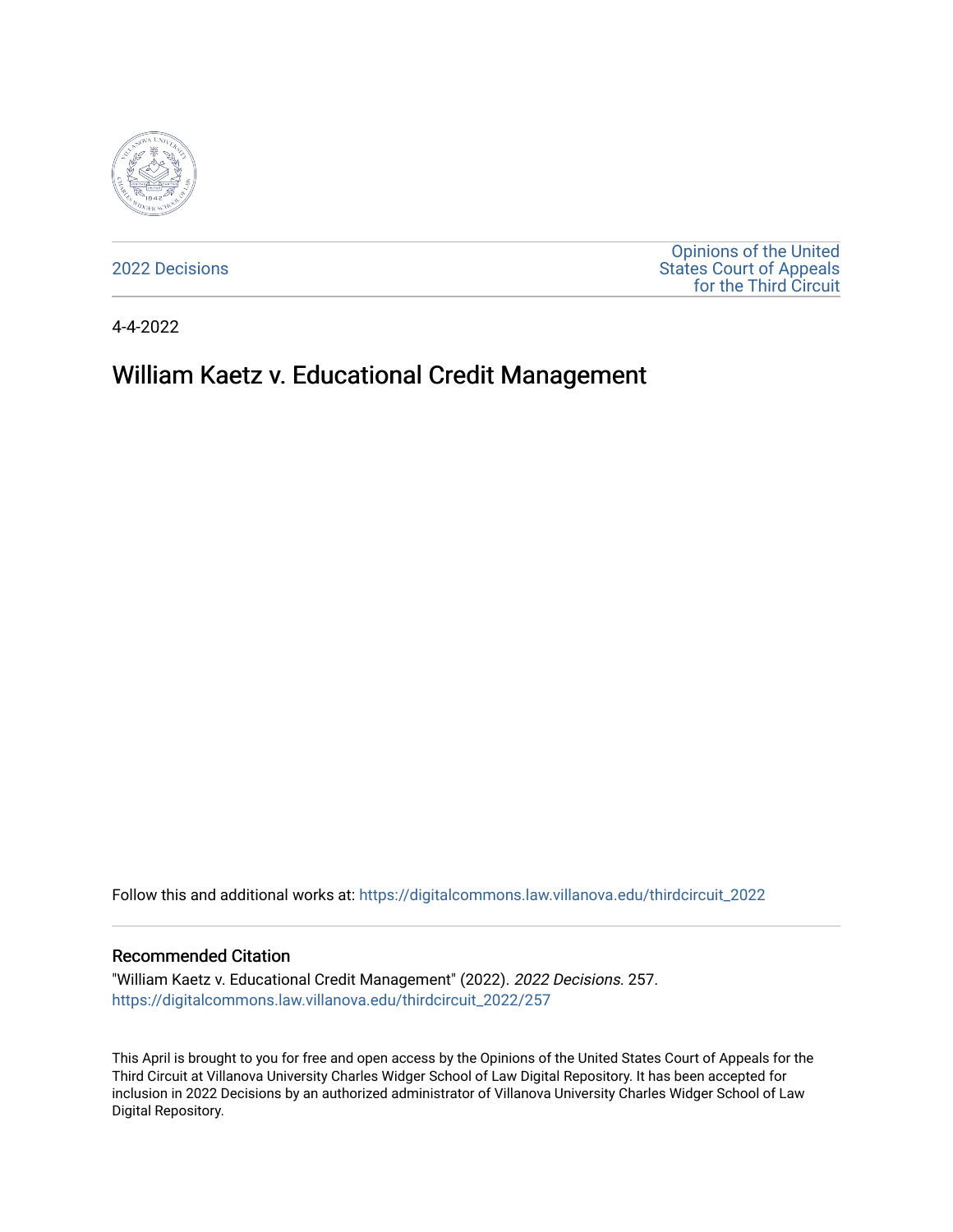2022 Decisions

Opinions of the United States Court of Appeals for the Third Circuit

4-4-2022

# William Kaetz v. Educational Credit Management

Follow this and additional works at: https://digitalcommons.law.villanova.edu/thirdcircuit_2022

### Recommended Citation

"William Kaetz v. Educational Credit Management" (2022). *2022 Decisions*. 257.
https://digitalcommons.law.villanova.edu/thirdcircuit_2022/257

This April is brought to you for free and open access by the Opinions of the United States Court of Appeals for the Third Circuit at Villanova University Charles Widger School of Law Digital Repository. It has been accepted for inclusion in 2022 Decisions by an authorized administrator of Villanova University Charles Widger School of Law Digital Repository.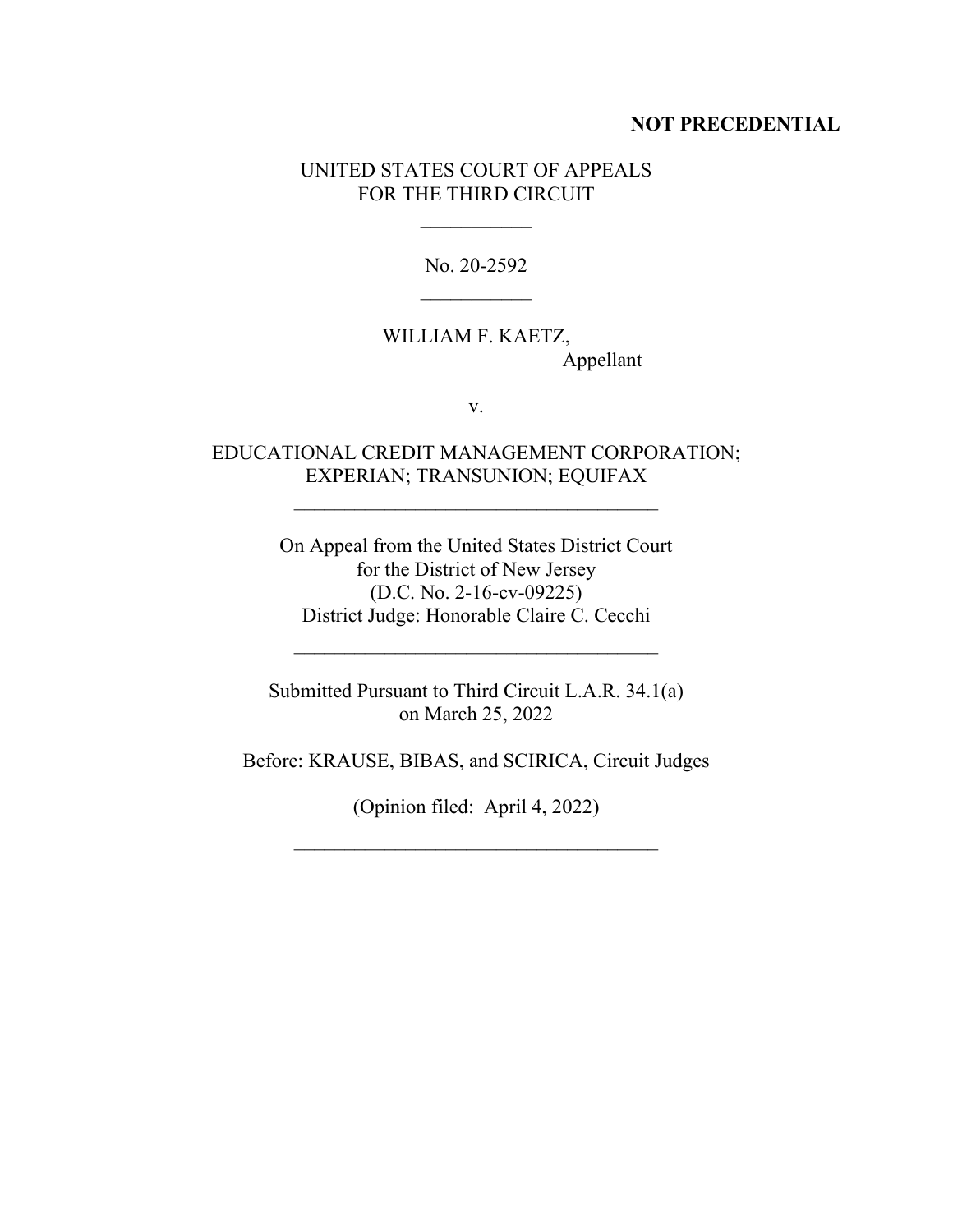**NOT PRECEDENTIAL**

UNITED STATES COURT OF APPEALS
FOR THE THIRD CIRCUIT

\_\_\_\_\_\_\_\_\_\_\_

No. 20-2592

\_\_\_\_\_\_\_\_\_\_\_

WILLIAM F. KAETZ,
Appellant

v.

EDUCATIONAL CREDIT MANAGEMENT CORPORATION;
EXPERIAN; TRANSUNION; EQUIFAX

\_\_\_\_\_\_\_\_\_\_\_\_\_\_\_\_\_\_\_\_\_\_\_\_\_\_\_\_\_\_\_\_\_\_\_\_

On Appeal from the United States District Court
for the District of New Jersey
(D.C. No. 2-16-cv-09225)
District Judge: Honorable Claire C. Cecchi

\_\_\_\_\_\_\_\_\_\_\_\_\_\_\_\_\_\_\_\_\_\_\_\_\_\_\_\_\_\_\_\_\_\_\_\_

Submitted Pursuant to Third Circuit L.A.R. 34.1(a)
on March 25, 2022

Before: KRAUSE, BIBAS, and SCIRICA, Circuit Judges

(Opinion filed: April 4, 2022)

\_\_\_\_\_\_\_\_\_\_\_\_\_\_\_\_\_\_\_\_\_\_\_\_\_\_\_\_\_\_\_\_\_\_\_\_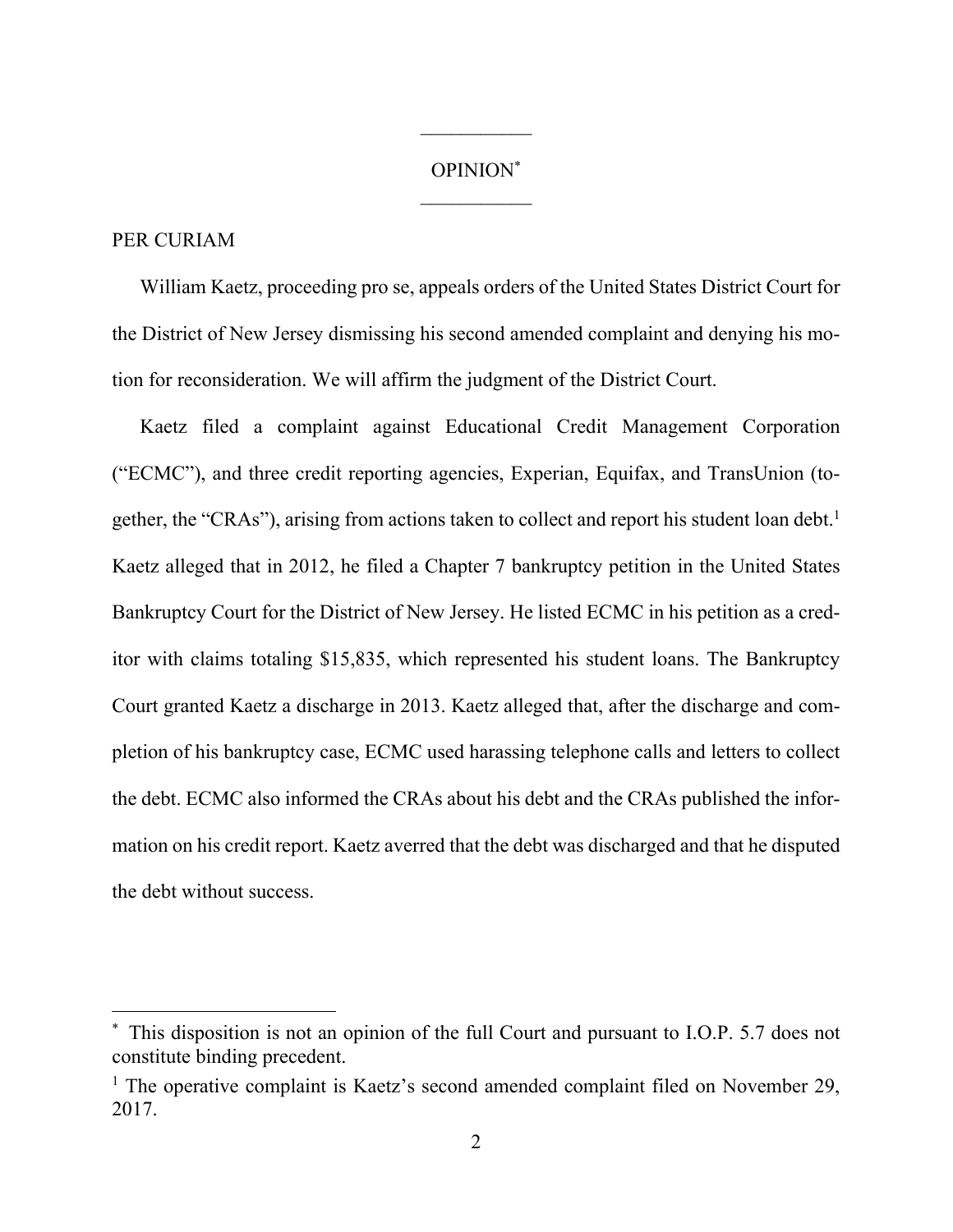___________

OPINION[*]

___________

PER CURIAM

William Kaetz, proceeding pro se, appeals orders of the United States District Court for the District of New Jersey dismissing his second amended complaint and denying his motion for reconsideration. We will affirm the judgment of the District Court.

Kaetz filed a complaint against Educational Credit Management Corporation ("ECMC"), and three credit reporting agencies, Experian, Equifax, and TransUnion (together, the "CRAs"), arising from actions taken to collect and report his student loan debt.[1] Kaetz alleged that in 2012, he filed a Chapter 7 bankruptcy petition in the United States Bankruptcy Court for the District of New Jersey. He listed ECMC in his petition as a creditor with claims totaling $15,835, which represented his student loans. The Bankruptcy Court granted Kaetz a discharge in 2013. Kaetz alleged that, after the discharge and completion of his bankruptcy case, ECMC used harassing telephone calls and letters to collect the debt. ECMC also informed the CRAs about his debt and the CRAs published the information on his credit report. Kaetz averred that the debt was discharged and that he disputed the debt without success.

---

[*] This disposition is not an opinion of the full Court and pursuant to I.O.P. 5.7 does not constitute binding precedent.

[1] The operative complaint is Kaetz's second amended complaint filed on November 29, 2017.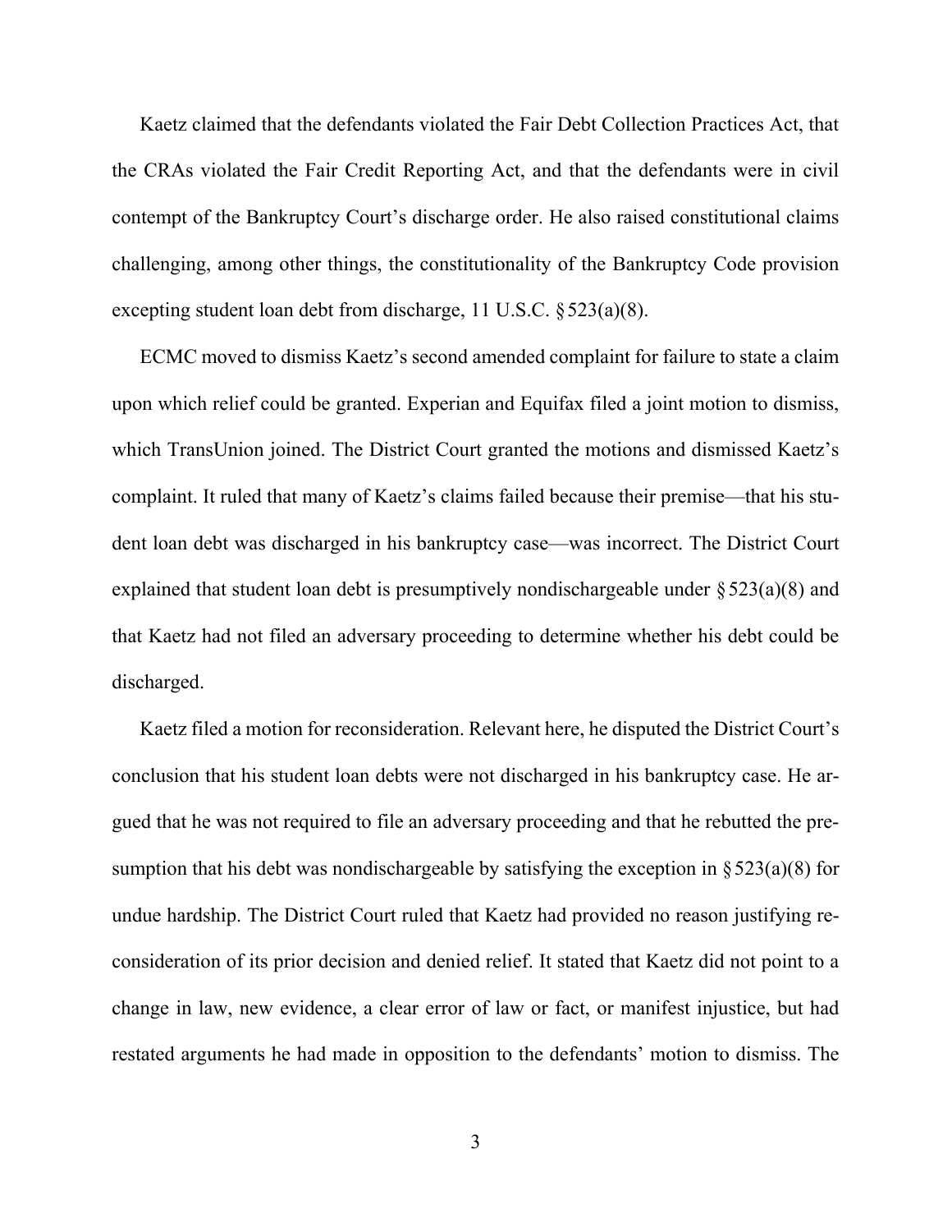Kaetz claimed that the defendants violated the Fair Debt Collection Practices Act, that the CRAs violated the Fair Credit Reporting Act, and that the defendants were in civil contempt of the Bankruptcy Court's discharge order. He also raised constitutional claims challenging, among other things, the constitutionality of the Bankruptcy Code provision excepting student loan debt from discharge, 11 U.S.C. § 523(a)(8).

ECMC moved to dismiss Kaetz's second amended complaint for failure to state a claim upon which relief could be granted. Experian and Equifax filed a joint motion to dismiss, which TransUnion joined. The District Court granted the motions and dismissed Kaetz's complaint. It ruled that many of Kaetz's claims failed because their premise—that his student loan debt was discharged in his bankruptcy case—was incorrect. The District Court explained that student loan debt is presumptively nondischargeable under § 523(a)(8) and that Kaetz had not filed an adversary proceeding to determine whether his debt could be discharged.

Kaetz filed a motion for reconsideration. Relevant here, he disputed the District Court's conclusion that his student loan debts were not discharged in his bankruptcy case. He argued that he was not required to file an adversary proceeding and that he rebutted the presumption that his debt was nondischargeable by satisfying the exception in § 523(a)(8) for undue hardship. The District Court ruled that Kaetz had provided no reason justifying reconsideration of its prior decision and denied relief. It stated that Kaetz did not point to a change in law, new evidence, a clear error of law or fact, or manifest injustice, but had restated arguments he had made in opposition to the defendants' motion to dismiss. The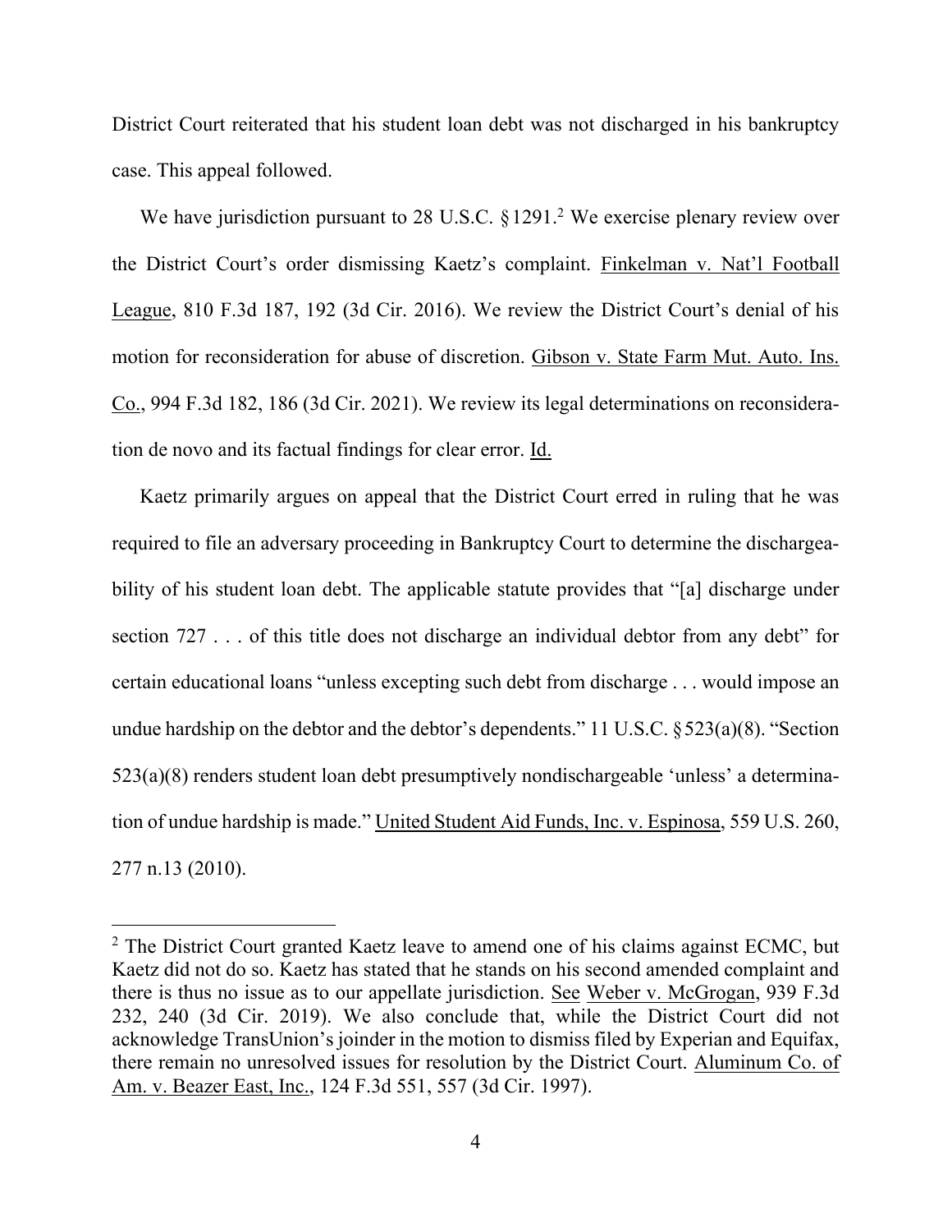District Court reiterated that his student loan debt was not discharged in his bankruptcy case. This appeal followed.

We have jurisdiction pursuant to 28 U.S.C. § 1291.[2] We exercise plenary review over the District Court's order dismissing Kaetz's complaint. Finkelman v. Nat'l Football League, 810 F.3d 187, 192 (3d Cir. 2016). We review the District Court's denial of his motion for reconsideration for abuse of discretion. Gibson v. State Farm Mut. Auto. Ins. Co., 994 F.3d 182, 186 (3d Cir. 2021). We review its legal determinations on reconsideration de novo and its factual findings for clear error. Id.

Kaetz primarily argues on appeal that the District Court erred in ruling that he was required to file an adversary proceeding in Bankruptcy Court to determine the dischargeability of his student loan debt. The applicable statute provides that "[a] discharge under section 727 . . . of this title does not discharge an individual debtor from any debt" for certain educational loans "unless excepting such debt from discharge . . . would impose an undue hardship on the debtor and the debtor's dependents." 11 U.S.C. § 523(a)(8). "Section 523(a)(8) renders student loan debt presumptively nondischargeable 'unless' a determination of undue hardship is made." United Student Aid Funds, Inc. v. Espinosa, 559 U.S. 260, 277 n.13 (2010).

---

[2] The District Court granted Kaetz leave to amend one of his claims against ECMC, but Kaetz did not do so. Kaetz has stated that he stands on his second amended complaint and there is thus no issue as to our appellate jurisdiction. See Weber v. McGrogan, 939 F.3d 232, 240 (3d Cir. 2019). We also conclude that, while the District Court did not acknowledge TransUnion's joinder in the motion to dismiss filed by Experian and Equifax, there remain no unresolved issues for resolution by the District Court. Aluminum Co. of Am. v. Beazer East, Inc., 124 F.3d 551, 557 (3d Cir. 1997).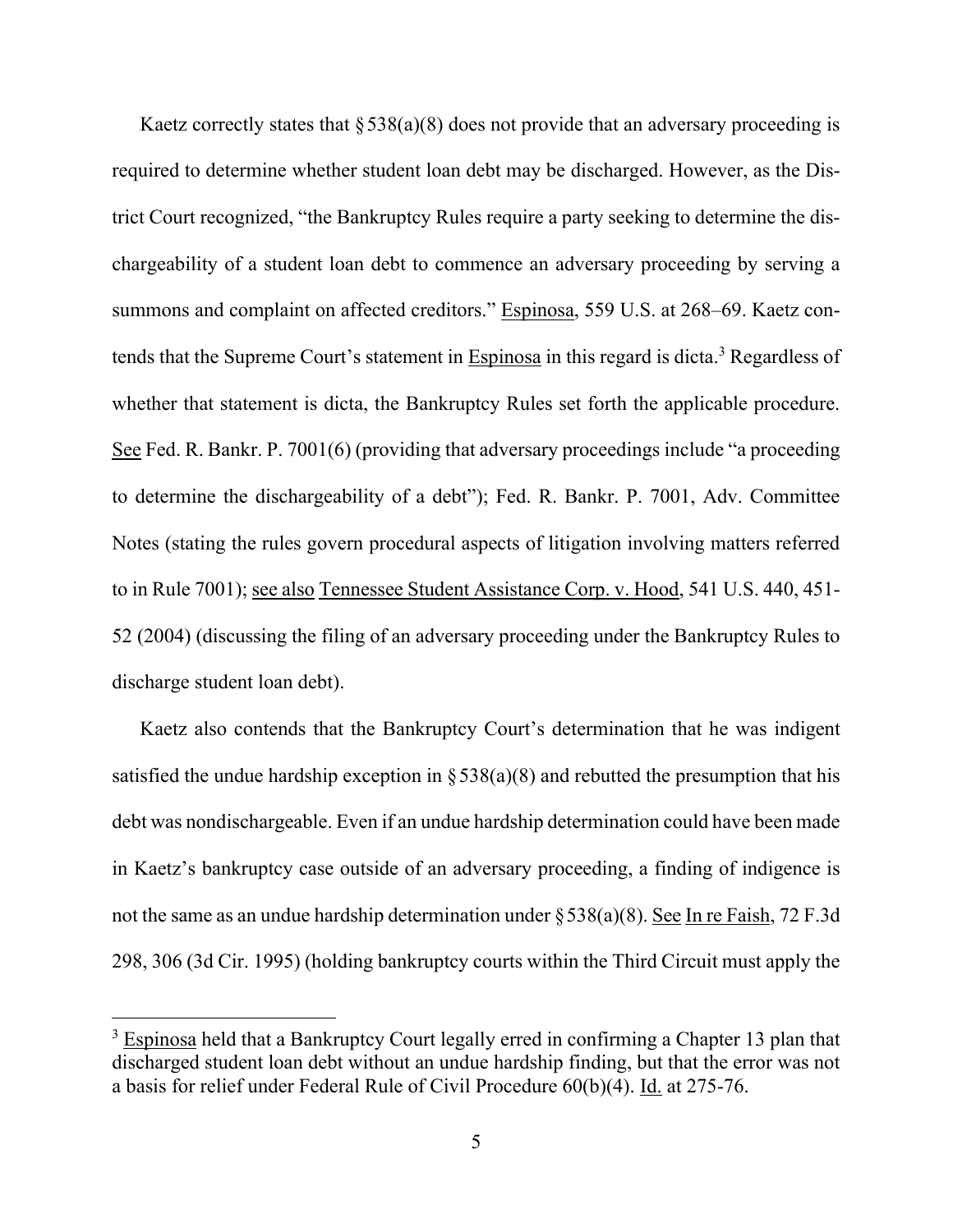Kaetz correctly states that § 538(a)(8) does not provide that an adversary proceeding is required to determine whether student loan debt may be discharged. However, as the District Court recognized, "the Bankruptcy Rules require a party seeking to determine the dischargeability of a student loan debt to commence an adversary proceeding by serving a summons and complaint on affected creditors." Espinosa, 559 U.S. at 268–69. Kaetz contends that the Supreme Court's statement in Espinosa in this regard is dicta.[3] Regardless of whether that statement is dicta, the Bankruptcy Rules set forth the applicable procedure. See Fed. R. Bankr. P. 7001(6) (providing that adversary proceedings include "a proceeding to determine the dischargeability of a debt"); Fed. R. Bankr. P. 7001, Adv. Committee Notes (stating the rules govern procedural aspects of litigation involving matters referred to in Rule 7001); see also Tennessee Student Assistance Corp. v. Hood, 541 U.S. 440, 451-52 (2004) (discussing the filing of an adversary proceeding under the Bankruptcy Rules to discharge student loan debt).

Kaetz also contends that the Bankruptcy Court's determination that he was indigent satisfied the undue hardship exception in § 538(a)(8) and rebutted the presumption that his debt was nondischargeable. Even if an undue hardship determination could have been made in Kaetz's bankruptcy case outside of an adversary proceeding, a finding of indigence is not the same as an undue hardship determination under § 538(a)(8). See In re Faish, 72 F.3d 298, 306 (3d Cir. 1995) (holding bankruptcy courts within the Third Circuit must apply the

---

[3] Espinosa held that a Bankruptcy Court legally erred in confirming a Chapter 13 plan that discharged student loan debt without an undue hardship finding, but that the error was not a basis for relief under Federal Rule of Civil Procedure 60(b)(4). Id. at 275-76.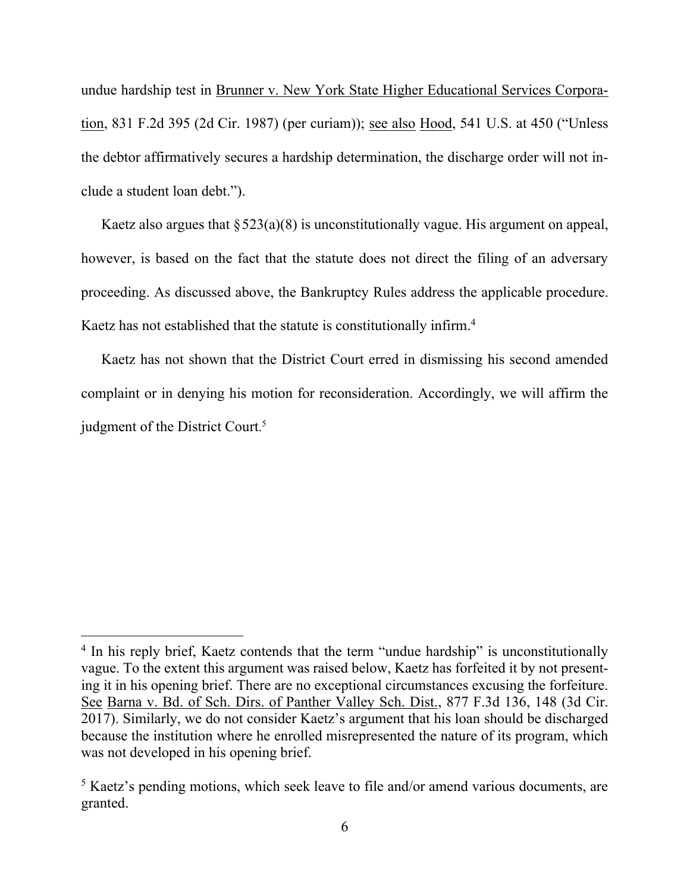undue hardship test in Brunner v. New York State Higher Educational Services Corporation, 831 F.2d 395 (2d Cir. 1987) (per curiam)); see also Hood, 541 U.S. at 450 ("Unless the debtor affirmatively secures a hardship determination, the discharge order will not include a student loan debt.").

Kaetz also argues that § 523(a)(8) is unconstitutionally vague. His argument on appeal, however, is based on the fact that the statute does not direct the filing of an adversary proceeding. As discussed above, the Bankruptcy Rules address the applicable procedure. Kaetz has not established that the statute is constitutionally infirm.[4]

Kaetz has not shown that the District Court erred in dismissing his second amended complaint or in denying his motion for reconsideration. Accordingly, we will affirm the judgment of the District Court.[5]

---

[4] In his reply brief, Kaetz contends that the term "undue hardship" is unconstitutionally vague. To the extent this argument was raised below, Kaetz has forfeited it by not presenting it in his opening brief. There are no exceptional circumstances excusing the forfeiture. See Barna v. Bd. of Sch. Dirs. of Panther Valley Sch. Dist., 877 F.3d 136, 148 (3d Cir. 2017). Similarly, we do not consider Kaetz's argument that his loan should be discharged because the institution where he enrolled misrepresented the nature of its program, which was not developed in his opening brief.

[5] Kaetz's pending motions, which seek leave to file and/or amend various documents, are granted.